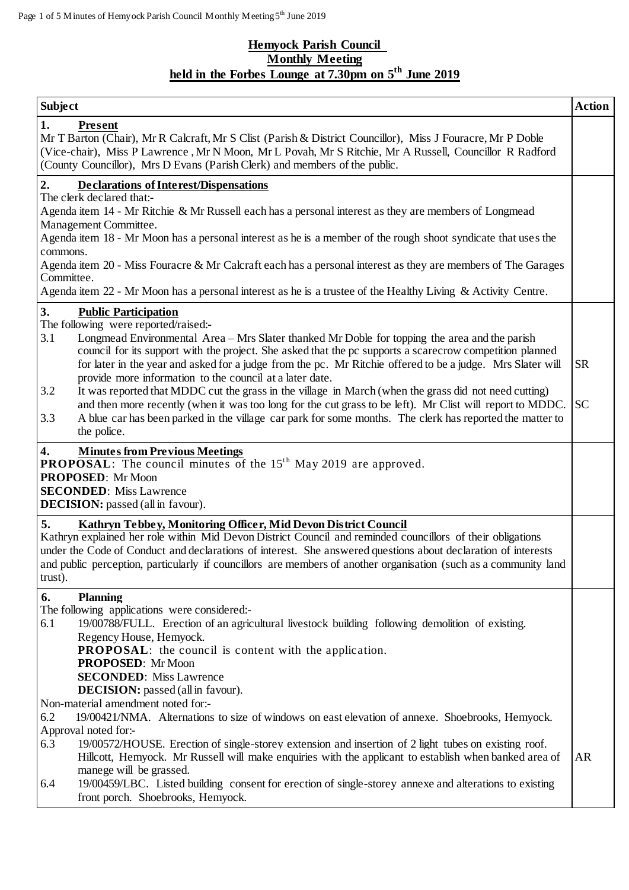**Hemyock Parish Council**
**Monthly Meeting**
**held in the Forbes Lounge at 7.30pm on 5th June 2019**

| Subject | Action |
|---|---|
| **1. Present**<br>Mr T Barton (Chair), Mr R Calcraft, Mr S Clist (Parish & District Councillor), Miss J Fouracre, Mr P Doble (Vice-chair), Miss P Lawrence , Mr N Moon, Mr L Povah, Mr S Ritchie, Mr A Russell, Councillor R Radford (County Councillor), Mrs D Evans (Parish Clerk) and members of the public. | |
| **2. Declarations of Interest/Dispensations**<br>The clerk declared that:-<br>Agenda item 14 - Mr Ritchie & Mr Russell each has a personal interest as they are members of Longmead Management Committee.<br>Agenda item 18 - Mr Moon has a personal interest as he is a member of the rough shoot syndicate that uses the commons.<br>Agenda item 20 - Miss Fouracre & Mr Calcraft each has a personal interest as they are members of The Garages Committee.<br>Agenda item 22 - Mr Moon has a personal interest as he is a trustee of the Healthy Living & Activity Centre. | |
| **3. Public Participation**<br>The following were reported/raised:-<br>3.1 Longmead Environmental Area – Mrs Slater thanked Mr Doble for topping the area and the parish council for its support with the project. She asked that the pc supports a scarecrow competition planned for later in the year and asked for a judge from the pc. Mr Ritchie offered to be a judge. Mrs Slater will provide more information to the council at a later date.<br>3.2 It was reported that MDDC cut the grass in the village in March (when the grass did not need cutting) and then more recently (when it was too long for the cut grass to be left). Mr Clist will report to MDDC.<br>3.3 A blue car has been parked in the village car park for some months. The clerk has reported the matter to the police. | SR<br><br>SC |
| **4. Minutes from Previous Meetings**<br>**PROPOSAL**: The council minutes of the 15th May 2019 are approved.<br>**PROPOSED**: Mr Moon<br>**SECONDED**: Miss Lawrence<br>**DECISION:** passed (all in favour). | |
| **5. Kathryn Tebbey, Monitoring Officer, Mid Devon District Council**<br>Kathryn explained her role within Mid Devon District Council and reminded councillors of their obligations under the Code of Conduct and declarations of interest. She answered questions about declaration of interests and public perception, particularly if councillors are members of another organisation (such as a community land trust). | |
| **6. Planning**<br>The following applications were considered:-<br>6.1 19/00788/FULL. Erection of an agricultural livestock building following demolition of existing. Regency House, Hemyock.<br>**PROPOSAL**: the council is content with the application.<br>**PROPOSED**: Mr Moon<br>**SECONDED**: Miss Lawrence<br>**DECISION:** passed (all in favour).<br>Non-material amendment noted for:-<br>6.2 19/00421/NMA. Alternations to size of windows on east elevation of annexe. Shoebrooks, Hemyock.<br>Approval noted for:-<br>6.3 19/00572/HOUSE. Erection of single-storey extension and insertion of 2 light tubes on existing roof. Hillcott, Hemyock. Mr Russell will make enquiries with the applicant to establish when banked area of manege will be grassed.<br>6.4 19/00459/LBC. Listed building consent for erection of single-storey annexe and alterations to existing front porch. Shoebrooks, Hemyock. | AR |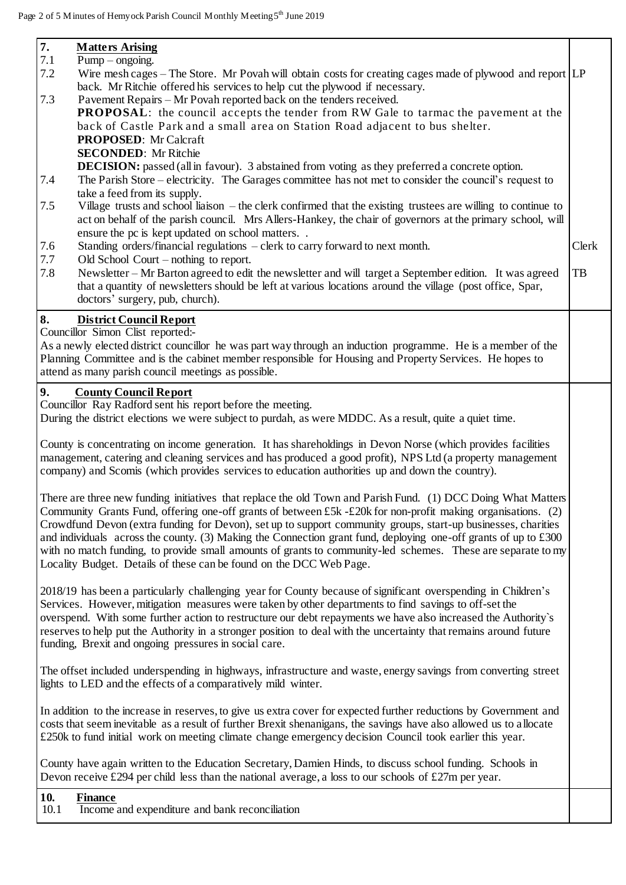## 7. Matters Arising

7.1 Pump – ongoing.

7.2 Wire mesh cages – The Store. Mr Povah will obtain costs for creating cages made of plywood and report back. Mr Ritchie offered his services to help cut the plywood if necessary. **LP**

7.3 Pavement Repairs – Mr Povah reported back on the tenders received.

**PROPOSAL**: the council accepts the tender from RW Gale to tarmac the pavement at the back of Castle Park and a small area on Station Road adjacent to bus shelter.

**PROPOSED**: Mr Calcraft

**SECONDED**: Mr Ritchie

**DECISION:** passed (all in favour). 3 abstained from voting as they preferred a concrete option.

7.4 The Parish Store – electricity. The Garages committee has not met to consider the council's request to take a feed from its supply.

7.5 Village trusts and school liaison – the clerk confirmed that the existing trustees are willing to continue to act on behalf of the parish council. Mrs Allers-Hankey, the chair of governors at the primary school, will ensure the pc is kept updated on school matters. .

7.6 Standing orders/financial regulations – clerk to carry forward to next month. **Clerk**

7.7 Old School Court – nothing to report.

7.8 Newsletter – Mr Barton agreed to edit the newsletter and will target a September edition. It was agreed that a quantity of newsletters should be left at various locations around the village (post office, Spar, doctors' surgery, pub, church). **TB**

## 8. District Council Report

Councillor Simon Clist reported:-

As a newly elected district councillor he was part way through an induction programme. He is a member of the Planning Committee and is the cabinet member responsible for Housing and Property Services. He hopes to attend as many parish council meetings as possible.

## 9. County Council Report

Councillor Ray Radford sent his report before the meeting.

During the district elections we were subject to purdah, as were MDDC. As a result, quite a quiet time.

County is concentrating on income generation. It has shareholdings in Devon Norse (which provides facilities management, catering and cleaning services and has produced a good profit), NPS Ltd (a property management company) and Scomis (which provides services to education authorities up and down the country).

There are three new funding initiatives that replace the old Town and Parish Fund. (1) DCC Doing What Matters Community Grants Fund, offering one-off grants of between £5k -£20k for non-profit making organisations. (2) Crowdfund Devon (extra funding for Devon), set up to support community groups, start-up businesses, charities and individuals across the county. (3) Making the Connection grant fund, deploying one-off grants of up to £300 with no match funding, to provide small amounts of grants to community-led schemes. These are separate to my Locality Budget. Details of these can be found on the DCC Web Page.

2018/19 has been a particularly challenging year for County because of significant overspending in Children's Services. However, mitigation measures were taken by other departments to find savings to off-set the overspend. With some further action to restructure our debt repayments we have also increased the Authority`s reserves to help put the Authority in a stronger position to deal with the uncertainty that remains around future funding, Brexit and ongoing pressures in social care.

The offset included underspending in highways, infrastructure and waste, energy savings from converting street lights to LED and the effects of a comparatively mild winter.

In addition to the increase in reserves, to give us extra cover for expected further reductions by Government and costs that seem inevitable as a result of further Brexit shenanigans, the savings have also allowed us to allocate £250k to fund initial work on meeting climate change emergency decision Council took earlier this year.

County have again written to the Education Secretary, Damien Hinds, to discuss school funding. Schools in Devon receive £294 per child less than the national average, a loss to our schools of £27m per year.

## 10. Finance

10.1 Income and expenditure and bank reconciliation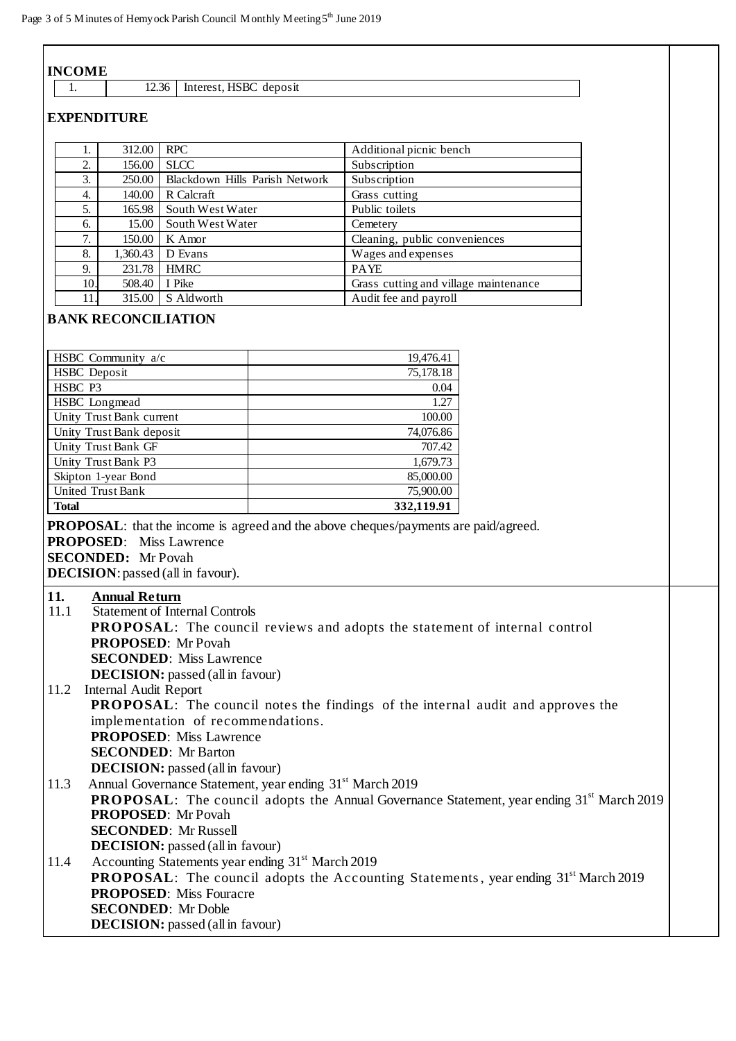**INCOME**

| | | |
|---|---|---|
| 1. | 12.36 | Interest, HSBC deposit |

**EXPENDITURE**

| | | | |
|---|---|---|---|
| 1. | 312.00 | RPC | Additional picnic bench |
| 2. | 156.00 | SLCC | Subscription |
| 3. | 250.00 | Blackdown Hills Parish Network | Subscription |
| 4. | 140.00 | R Calcraft | Grass cutting |
| 5. | 165.98 | South West Water | Public toilets |
| 6. | 15.00 | South West Water | Cemetery |
| 7. | 150.00 | K Amor | Cleaning, public conveniences |
| 8. | 1,360.43 | D Evans | Wages and expenses |
| 9. | 231.78 | HMRC | PAYE |
| 10. | 508.40 | I Pike | Grass cutting and village maintenance |
| 11. | 315.00 | S Aldworth | Audit fee and payroll |

**BANK RECONCILIATION**

| | |
|---|---|
| HSBC Community a/c | 19,476.41 |
| HSBC Deposit | 75,178.18 |
| HSBC P3 | 0.04 |
| HSBC Longmead | 1.27 |
| Unity Trust Bank current | 100.00 |
| Unity Trust Bank deposit | 74,076.86 |
| Unity Trust Bank GF | 707.42 |
| Unity Trust Bank P3 | 1,679.73 |
| Skipton 1-year Bond | 85,000.00 |
| United Trust Bank | 75,900.00 |
| **Total** | **332,119.91** |

**PROPOSAL**: that the income is agreed and the above cheques/payments are paid/agreed.
**PROPOSED**: Miss Lawrence
**SECONDED:** Mr Povah
**DECISION**: passed (all in favour).

**11. Annual Return**

11.1 Statement of Internal Controls
**PROPOSAL**: The council reviews and adopts the statement of internal control
**PROPOSED**: Mr Povah
**SECONDED**: Miss Lawrence
**DECISION:** passed (all in favour)

11.2 Internal Audit Report
**PROPOSAL**: The council notes the findings of the internal audit and approves the implementation of recommendations.
**PROPOSED**: Miss Lawrence
**SECONDED**: Mr Barton
**DECISION:** passed (all in favour)

11.3 Annual Governance Statement, year ending 31st March 2019
**PROPOSAL**: The council adopts the Annual Governance Statement, year ending 31st March 2019
**PROPOSED**: Mr Povah
**SECONDED**: Mr Russell
**DECISION:** passed (all in favour)

11.4 Accounting Statements year ending 31st March 2019
**PROPOSAL**: The council adopts the Accounting Statements, year ending 31st March 2019
**PROPOSED**: Miss Fouracre
**SECONDED**: Mr Doble
**DECISION:** passed (all in favour)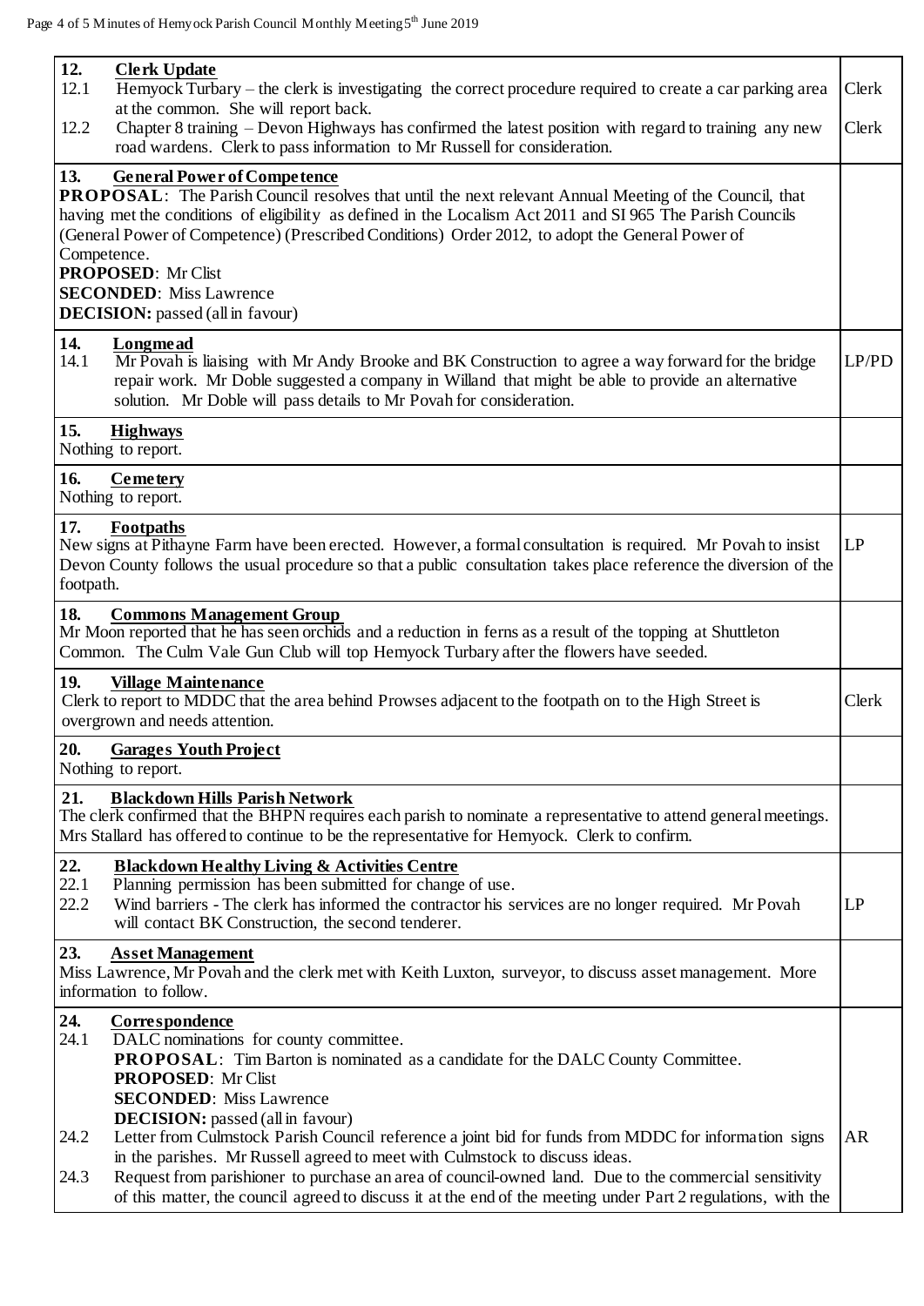| | |
|---|---|
| **12. Clerk Update** | |
| 12.1 Hemyock Turbary – the clerk is investigating the correct procedure required to create a car parking area at the common. She will report back. | Clerk |
| 12.2 Chapter 8 training – Devon Highways has confirmed the latest position with regard to training any new road wardens. Clerk to pass information to Mr Russell for consideration. | Clerk |
| **13. General Power of Competence**<br>**PROPOSAL**: The Parish Council resolves that until the next relevant Annual Meeting of the Council, that having met the conditions of eligibility as defined in the Localism Act 2011 and SI 965 The Parish Councils (General Power of Competence) (Prescribed Conditions) Order 2012, to adopt the General Power of Competence.<br>**PROPOSED**: Mr Clist<br>**SECONDED**: Miss Lawrence<br>**DECISION:** passed (all in favour) | |
| **14. Longmead** | |
| 14.1 Mr Povah is liaising with Mr Andy Brooke and BK Construction to agree a way forward for the bridge repair work. Mr Doble suggested a company in Willand that might be able to provide an alternative solution. Mr Doble will pass details to Mr Povah for consideration. | LP/PD |
| **15. Highways**<br>Nothing to report. | |
| **16. Cemetery**<br>Nothing to report. | |
| **17. Footpaths**<br>New signs at Pithayne Farm have been erected. However, a formal consultation is required. Mr Povah to insist Devon County follows the usual procedure so that a public consultation takes place reference the diversion of the footpath. | LP |
| **18. Commons Management Group**<br>Mr Moon reported that he has seen orchids and a reduction in ferns as a result of the topping at Shuttleton Common. The Culm Vale Gun Club will top Hemyock Turbary after the flowers have seeded. | |
| **19. Village Maintenance**<br>Clerk to report to MDDC that the area behind Prowses adjacent to the footpath on to the High Street is overgrown and needs attention. | Clerk |
| **20. Garages Youth Project**<br>Nothing to report. | |
| **21. Blackdown Hills Parish Network**<br>The clerk confirmed that the BHPN requires each parish to nominate a representative to attend general meetings. Mrs Stallard has offered to continue to be the representative for Hemyock. Clerk to confirm. | |
| **22. Blackdown Healthy Living & Activities Centre** | |
| 22.1 Planning permission has been submitted for change of use. | |
| 22.2 Wind barriers - The clerk has informed the contractor his services are no longer required. Mr Povah will contact BK Construction, the second tenderer. | LP |
| **23. Asset Management**<br>Miss Lawrence, Mr Povah and the clerk met with Keith Luxton, surveyor, to discuss asset management. More information to follow. | |
| **24. Correspondence** | |
| 24.1 DALC nominations for county committee.<br>**PROPOSAL**: Tim Barton is nominated as a candidate for the DALC County Committee.<br>**PROPOSED**: Mr Clist<br>**SECONDED**: Miss Lawrence<br>**DECISION:** passed (all in favour) | |
| 24.2 Letter from Culmstock Parish Council reference a joint bid for funds from MDDC for information signs in the parishes. Mr Russell agreed to meet with Culmstock to discuss ideas. | AR |
| 24.3 Request from parishioner to purchase an area of council-owned land. Due to the commercial sensitivity of this matter, the council agreed to discuss it at the end of the meeting under Part 2 regulations, with the | |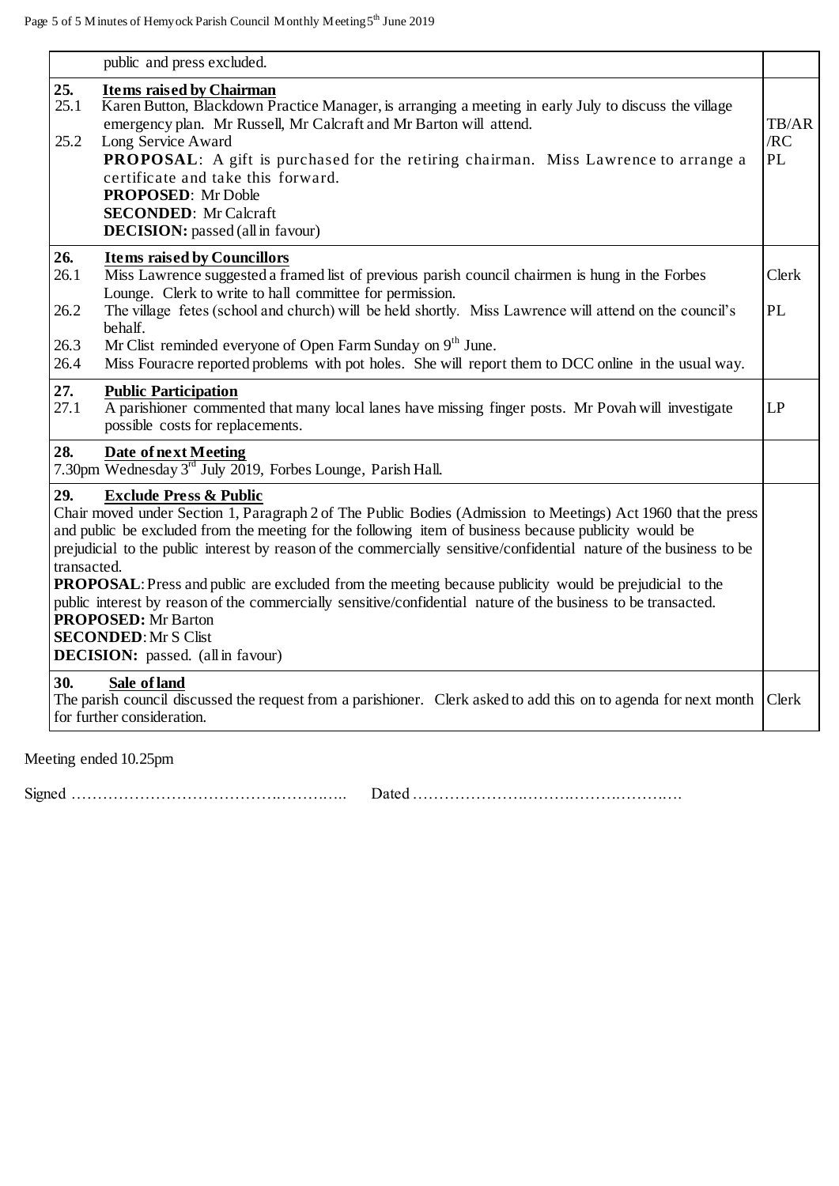public and press excluded.

| | | |
|---|---|---|
| **25.** | **Items raised by Chairman** | |
| 25.1 | Karen Button, Blackdown Practice Manager, is arranging a meeting in early July to discuss the village emergency plan. Mr Russell, Mr Calcraft and Mr Barton will attend. | TB/AR/RC |
| 25.2 | Long Service Award<br>**PROPOSAL**: A gift is purchased for the retiring chairman. Miss Lawrence to arrange a certificate and take this forward.<br>**PROPOSED**: Mr Doble<br>**SECONDED**: Mr Calcraft<br>**DECISION:** passed (all in favour) | PL |
| **26.** | **Items raised by Councillors** | |
| 26.1 | Miss Lawrence suggested a framed list of previous parish council chairmen is hung in the Forbes Lounge. Clerk to write to hall committee for permission. | Clerk |
| 26.2 | The village fetes (school and church) will be held shortly. Miss Lawrence will attend on the council's behalf. | PL |
| 26.3 | Mr Clist reminded everyone of Open Farm Sunday on 9th June. | |
| 26.4 | Miss Fouracre reported problems with pot holes. She will report them to DCC online in the usual way. | |
| **27.** | **Public Participation** | |
| 27.1 | A parishioner commented that many local lanes have missing finger posts. Mr Povah will investigate possible costs for replacements. | LP |
| **28.** | **Date of next Meeting**<br>7.30pm Wednesday 3rd July 2019, Forbes Lounge, Parish Hall. | |
| **29.** | **Exclude Press & Public**<br>Chair moved under Section 1, Paragraph 2 of The Public Bodies (Admission to Meetings) Act 1960 that the press and public be excluded from the meeting for the following item of business because publicity would be prejudicial to the public interest by reason of the commercially sensitive/confidential nature of the business to be transacted.<br>**PROPOSAL**: Press and public are excluded from the meeting because publicity would be prejudicial to the public interest by reason of the commercially sensitive/confidential nature of the business to be transacted.<br>**PROPOSED:** Mr Barton<br>**SECONDED**: Mr S Clist<br>**DECISION:** passed. (all in favour) | |
| **30.** | **Sale of land**<br>The parish council discussed the request from a parishioner. Clerk asked to add this on to agenda for next month for further consideration. | Clerk |

Meeting ended 10.25pm

Signed ……………………………………………. Dated ……………………………………………